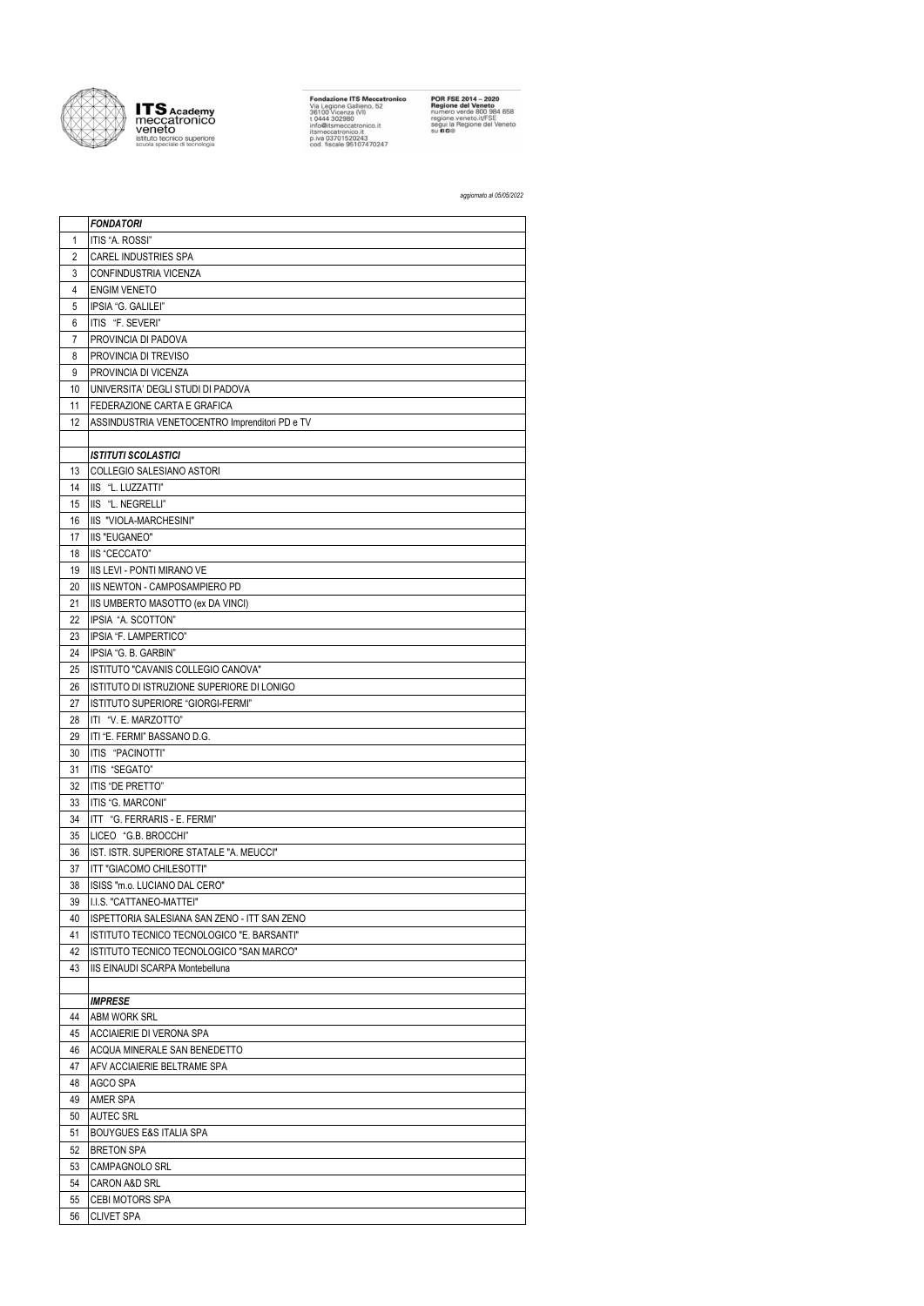ITS Academy meccatronico veneto
istituto tecnico superiore
scuola speciale di tecnologia

Fondazione ITS Meccatronico
Via Legione Gallieno, 52
36100 Vicenza (VI)
t 0444 302980
info@itsmeccatronico.it
itsmeccatronico.it
p.iva 03701520243
cod. fiscale 95107470247

POR FSE 2014 – 2020
Regione del Veneto
numero verde 800 984 658
regione.veneto.it/FSE
segui la Regione del Veneto su

*aggiornato al 05/05/2022*

| | |
|---|---|
| | ***FONDATORI*** |
| 1 | ITIS "A. ROSSI" |
| 2 | CAREL INDUSTRIES SPA |
| 3 | CONFINDUSTRIA VICENZA |
| 4 | ENGIM VENETO |
| 5 | IPSIA "G. GALILEI" |
| 6 | ITIS "F. SEVERI" |
| 7 | PROVINCIA DI PADOVA |
| 8 | PROVINCIA DI TREVISO |
| 9 | PROVINCIA DI VICENZA |
| 10 | UNIVERSITA' DEGLI STUDI DI PADOVA |
| 11 | FEDERAZIONE CARTA E GRAFICA |
| 12 | ASSINDUSTRIA VENETOCENTRO Imprenditori PD e TV |
| | |
| | ***ISTITUTI SCOLASTICI*** |
| 13 | COLLEGIO SALESIANO ASTORI |
| 14 | IIS "L. LUZZATTI" |
| 15 | IIS "L. NEGRELLI" |
| 16 | IIS "VIOLA-MARCHESINI" |
| 17 | IIS "EUGANEO" |
| 18 | IIS "CECCATO" |
| 19 | IIS LEVI - PONTI MIRANO VE |
| 20 | IIS NEWTON - CAMPOSAMPIERO PD |
| 21 | IIS UMBERTO MASOTTO (ex DA VINCI) |
| 22 | IPSIA "A. SCOTTON" |
| 23 | IPSIA "F. LAMPERTICO" |
| 24 | IPSIA "G. B. GARBIN" |
| 25 | ISTITUTO "CAVANIS COLLEGIO CANOVA" |
| 26 | ISTITUTO DI ISTRUZIONE SUPERIORE DI LONIGO |
| 27 | ISTITUTO SUPERIORE "GIORGI-FERMI" |
| 28 | ITI "V. E. MARZOTTO" |
| 29 | ITI "E. FERMI" BASSANO D.G. |
| 30 | ITIS "PACINOTTI" |
| 31 | ITIS "SEGATO" |
| 32 | ITIS "DE PRETTO" |
| 33 | ITIS "G. MARCONI" |
| 34 | ITT "G. FERRARIS - E. FERMI" |
| 35 | LICEO "G.B. BROCCHI" |
| 36 | IST. ISTR. SUPERIORE STATALE "A. MEUCCI" |
| 37 | ITT "GIACOMO CHILESOTTI" |
| 38 | ISISS "m.o. LUCIANO DAL CERO" |
| 39 | I.I.S. "CATTANEO-MATTEI" |
| 40 | ISPETTORIA SALESIANA SAN ZENO - ITT SAN ZENO |
| 41 | ISTITUTO TECNICO TECNOLOGICO "E. BARSANTI" |
| 42 | ISTITUTO TECNICO TECNOLOGICO "SAN MARCO" |
| 43 | IIS EINAUDI SCARPA Montebelluna |
| | |
| | ***IMPRESE*** |
| 44 | ABM WORK SRL |
| 45 | ACCIAIERIE DI VERONA SPA |
| 46 | ACQUA MINERALE SAN BENEDETTO |
| 47 | AFV ACCIAIERIE BELTRAME SPA |
| 48 | AGCO SPA |
| 49 | AMER SPA |
| 50 | AUTEC SRL |
| 51 | BOUYGUES E&S ITALIA SPA |
| 52 | BRETON SPA |
| 53 | CAMPAGNOLO SRL |
| 54 | CARON A&D SRL |
| 55 | CEBI MOTORS SPA |
| 56 | CLIVET SPA |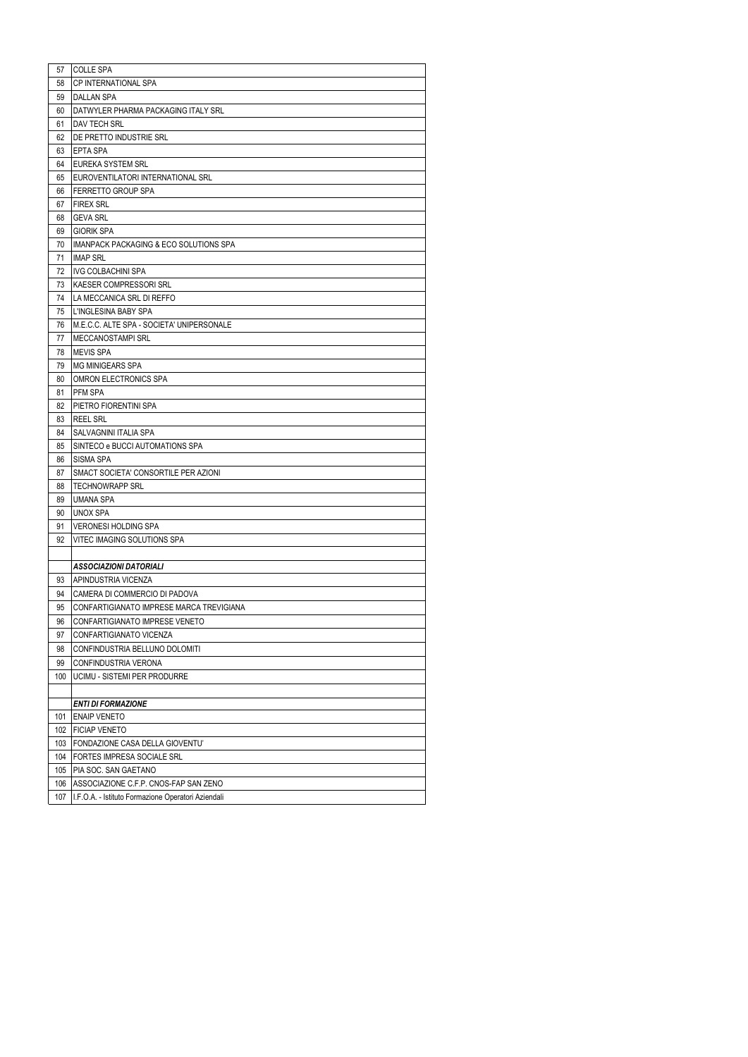| | |
|---|---|
| 57 | COLLE SPA |
| 58 | CP INTERNATIONAL SPA |
| 59 | DALLAN SPA |
| 60 | DATWYLER PHARMA PACKAGING ITALY SRL |
| 61 | DAV TECH SRL |
| 62 | DE PRETTO INDUSTRIE SRL |
| 63 | EPTA SPA |
| 64 | EUREKA SYSTEM SRL |
| 65 | EUROVENTILATORI INTERNATIONAL SRL |
| 66 | FERRETTO GROUP SPA |
| 67 | FIREX SRL |
| 68 | GEVA SRL |
| 69 | GIORIK SPA |
| 70 | IMANPACK PACKAGING & ECO SOLUTIONS SPA |
| 71 | IMAP SRL |
| 72 | IVG COLBACHINI SPA |
| 73 | KAESER COMPRESSORI SRL |
| 74 | LA MECCANICA SRL DI REFFO |
| 75 | L'INGLESINA BABY SPA |
| 76 | M.E.C.C. ALTE SPA - SOCIETA' UNIPERSONALE |
| 77 | MECCANOSTAMPI SRL |
| 78 | MEVIS SPA |
| 79 | MG MINIGEARS SPA |
| 80 | OMRON ELECTRONICS SPA |
| 81 | PFM SPA |
| 82 | PIETRO FIORENTINI SPA |
| 83 | REEL SRL |
| 84 | SALVAGNINI ITALIA SPA |
| 85 | SINTECO e BUCCI AUTOMATIONS SPA |
| 86 | SISMA SPA |
| 87 | SMACT SOCIETA' CONSORTILE PER AZIONI |
| 88 | TECHNOWRAPP SRL |
| 89 | UMANA SPA |
| 90 | UNOX SPA |
| 91 | VERONESI HOLDING SPA |
| 92 | VITEC IMAGING SOLUTIONS SPA |
| | |
| | ***ASSOCIAZIONI DATORIALI*** |
| 93 | APINDUSTRIA VICENZA |
| 94 | CAMERA DI COMMERCIO DI PADOVA |
| 95 | CONFARTIGIANATO IMPRESE MARCA TREVIGIANA |
| 96 | CONFARTIGIANATO IMPRESE VENETO |
| 97 | CONFARTIGIANATO VICENZA |
| 98 | CONFINDUSTRIA BELLUNO DOLOMITI |
| 99 | CONFINDUSTRIA VERONA |
| 100 | UCIMU - SISTEMI PER PRODURRE |
| | |
| | ***ENTI DI FORMAZIONE*** |
| 101 | ENAIP VENETO |
| 102 | FICIAP VENETO |
| 103 | FONDAZIONE CASA DELLA GIOVENTU' |
| 104 | FORTES IMPRESA SOCIALE SRL |
| 105 | PIA SOC. SAN GAETANO |
| 106 | ASSOCIAZIONE C.F.P. CNOS-FAP SAN ZENO |
| 107 | I.F.O.A. - Istituto Formazione Operatori Aziendali |